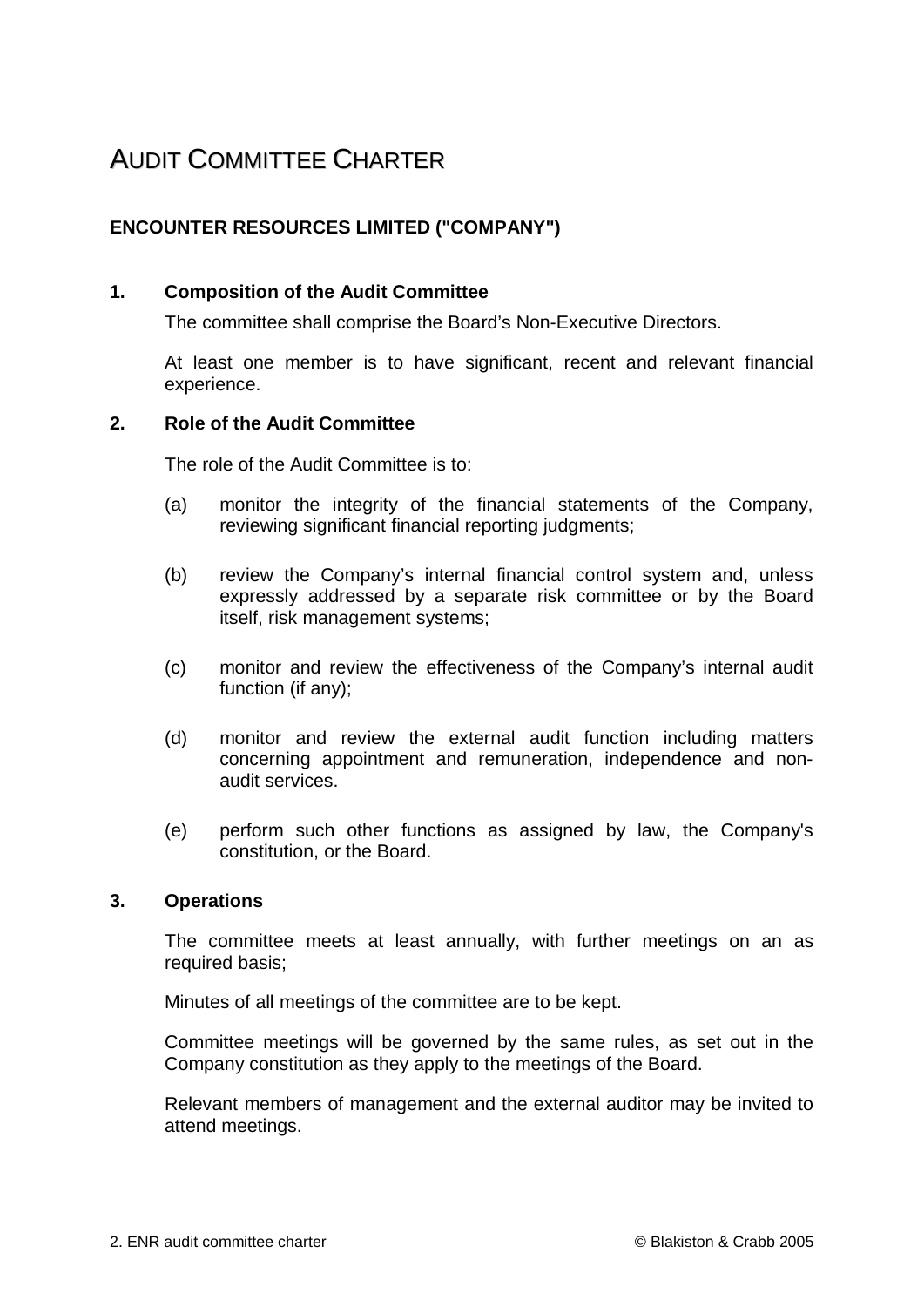# AUDIT COMMITTEE CHARTER

**ENCOUNTER RESOURCES LIMITED ("COMPANY")**

## 1. Composition of the Audit Committee

The committee shall comprise the Board's Non-Executive Directors.

At least one member is to have significant, recent and relevant financial experience.

## 2. Role of the Audit Committee

The role of the Audit Committee is to:

(a) monitor the integrity of the financial statements of the Company, reviewing significant financial reporting judgments;

(b) review the Company's internal financial control system and, unless expressly addressed by a separate risk committee or by the Board itself, risk management systems;

(c) monitor and review the effectiveness of the Company's internal audit function (if any);

(d) monitor and review the external audit function including matters concerning appointment and remuneration, independence and non-audit services.

(e) perform such other functions as assigned by law, the Company's constitution, or the Board.

## 3. Operations

The committee meets at least annually, with further meetings on an as required basis;

Minutes of all meetings of the committee are to be kept.

Committee meetings will be governed by the same rules, as set out in the Company constitution as they apply to the meetings of the Board.

Relevant members of management and the external auditor may be invited to attend meetings.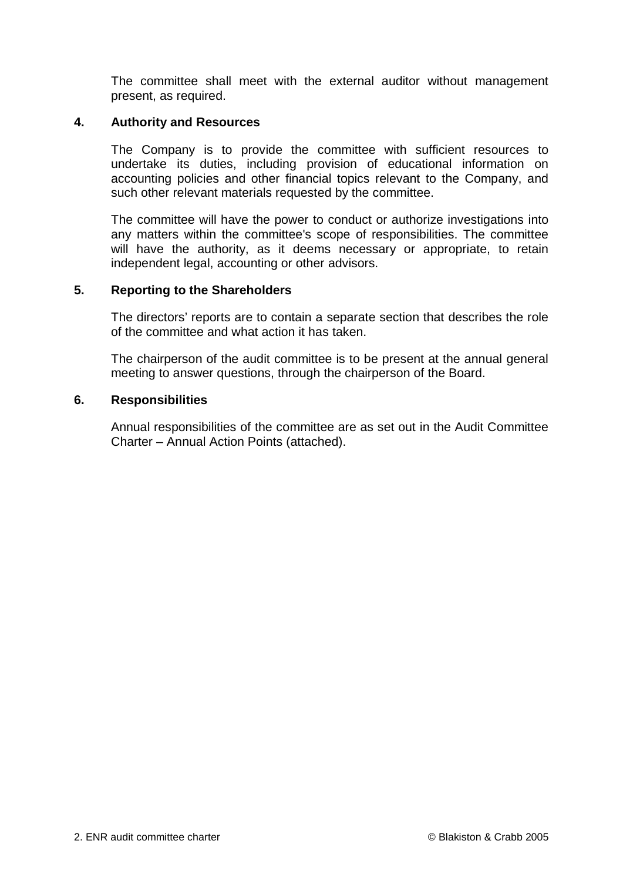The committee shall meet with the external auditor without management present, as required.

## 4. Authority and Resources

The Company is to provide the committee with sufficient resources to undertake its duties, including provision of educational information on accounting policies and other financial topics relevant to the Company, and such other relevant materials requested by the committee.

The committee will have the power to conduct or authorize investigations into any matters within the committee's scope of responsibilities. The committee will have the authority, as it deems necessary or appropriate, to retain independent legal, accounting or other advisors.

## 5. Reporting to the Shareholders

The directors' reports are to contain a separate section that describes the role of the committee and what action it has taken.

The chairperson of the audit committee is to be present at the annual general meeting to answer questions, through the chairperson of the Board.

## 6. Responsibilities

Annual responsibilities of the committee are as set out in the Audit Committee Charter – Annual Action Points (attached).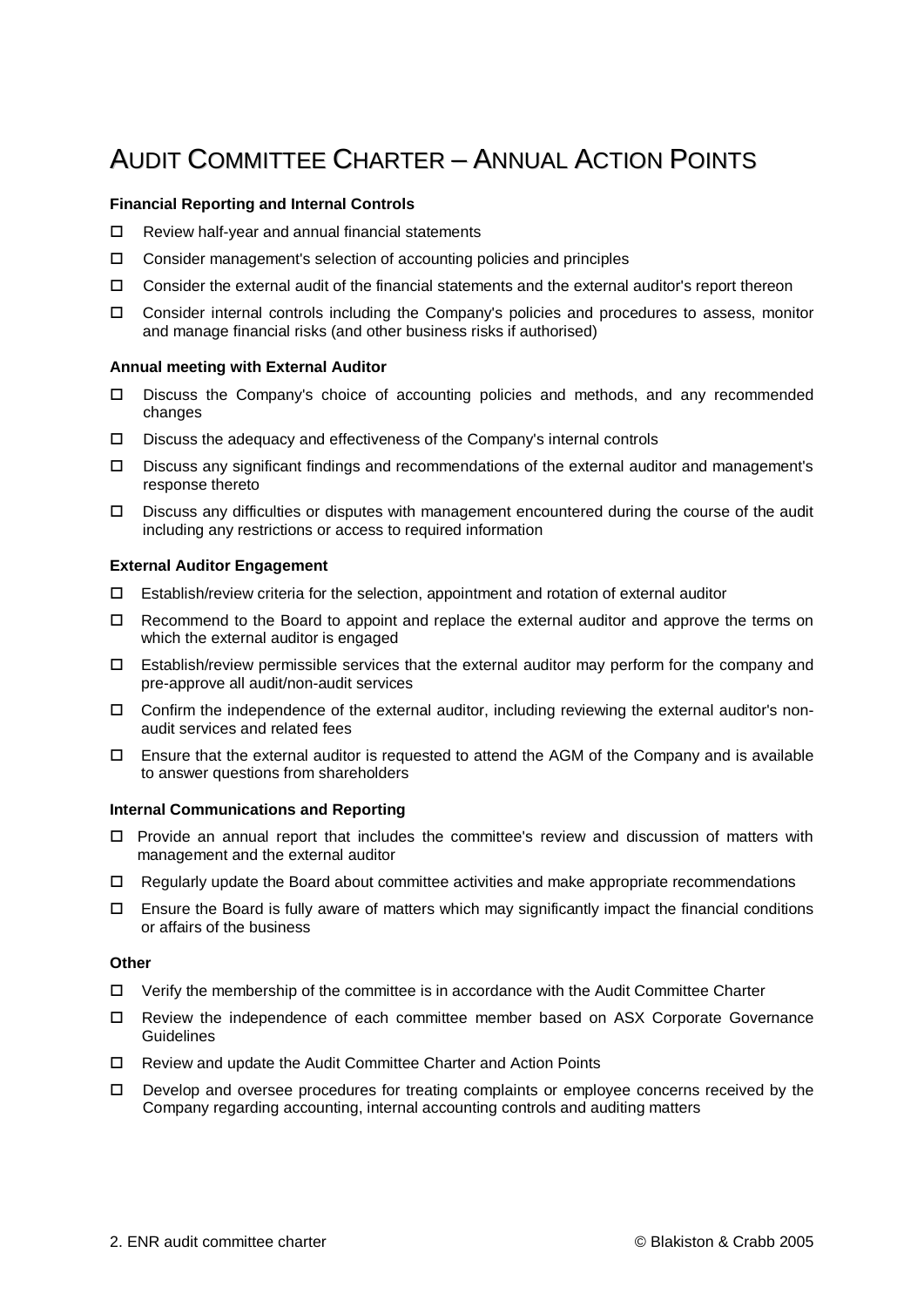# Audit Committee Charter – Annual Action Points

**Financial Reporting and Internal Controls**

- ☐ Review half-year and annual financial statements
- ☐ Consider management's selection of accounting policies and principles
- ☐ Consider the external audit of the financial statements and the external auditor's report thereon
- ☐ Consider internal controls including the Company's policies and procedures to assess, monitor and manage financial risks (and other business risks if authorised)

**Annual meeting with External Auditor**

- ☐ Discuss the Company's choice of accounting policies and methods, and any recommended changes
- ☐ Discuss the adequacy and effectiveness of the Company's internal controls
- ☐ Discuss any significant findings and recommendations of the external auditor and management's response thereto
- ☐ Discuss any difficulties or disputes with management encountered during the course of the audit including any restrictions or access to required information

**External Auditor Engagement**

- ☐ Establish/review criteria for the selection, appointment and rotation of external auditor
- ☐ Recommend to the Board to appoint and replace the external auditor and approve the terms on which the external auditor is engaged
- ☐ Establish/review permissible services that the external auditor may perform for the company and pre-approve all audit/non-audit services
- ☐ Confirm the independence of the external auditor, including reviewing the external auditor's non-audit services and related fees
- ☐ Ensure that the external auditor is requested to attend the AGM of the Company and is available to answer questions from shareholders

**Internal Communications and Reporting**

- ☐ Provide an annual report that includes the committee's review and discussion of matters with management and the external auditor
- ☐ Regularly update the Board about committee activities and make appropriate recommendations
- ☐ Ensure the Board is fully aware of matters which may significantly impact the financial conditions or affairs of the business

**Other**

- ☐ Verify the membership of the committee is in accordance with the Audit Committee Charter
- ☐ Review the independence of each committee member based on ASX Corporate Governance Guidelines
- ☐ Review and update the Audit Committee Charter and Action Points
- ☐ Develop and oversee procedures for treating complaints or employee concerns received by the Company regarding accounting, internal accounting controls and auditing matters